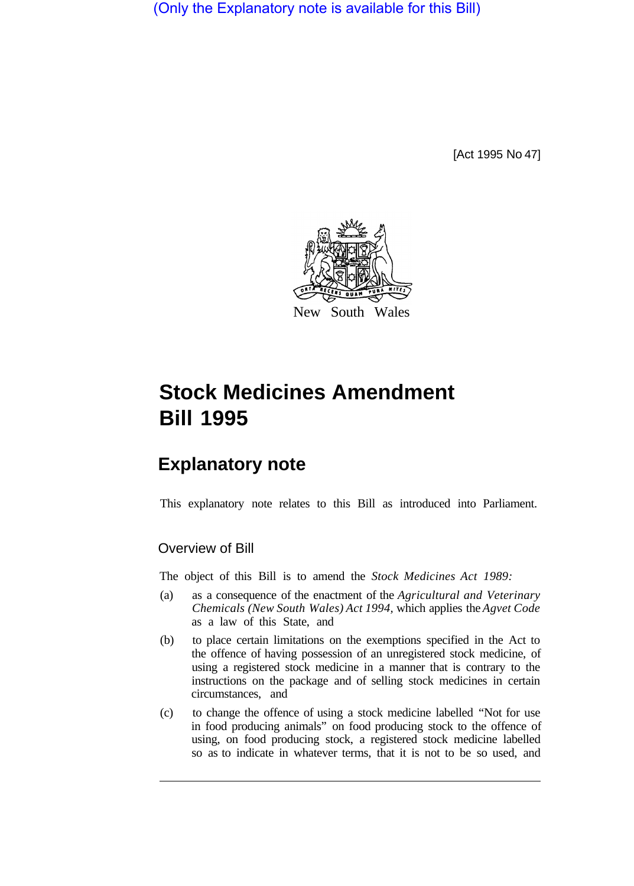(Only the Explanatory note is available for this Bill)

[Act 1995 No 47]

New South Wales

# Stock Medicines Amendment Bill 1995

## Explanatory note

This explanatory note relates to this Bill as introduced into Parliament.

### Overview of Bill

The object of this Bill is to amend the *Stock Medicines Act 1989:*

(a) as a consequence of the enactment of the *Agricultural and Veterinary Chemicals (New South Wales) Act 1994,* which applies the *Agvet Code* as a law of this State, and

(b) to place certain limitations on the exemptions specified in the Act to the offence of having possession of an unregistered stock medicine, of using a registered stock medicine in a manner that is contrary to the instructions on the package and of selling stock medicines in certain circumstances, and

(c) to change the offence of using a stock medicine labelled "Not for use in food producing animals" on food producing stock to the offence of using, on food producing stock, a registered stock medicine labelled so as to indicate in whatever terms, that it is not to be so used, and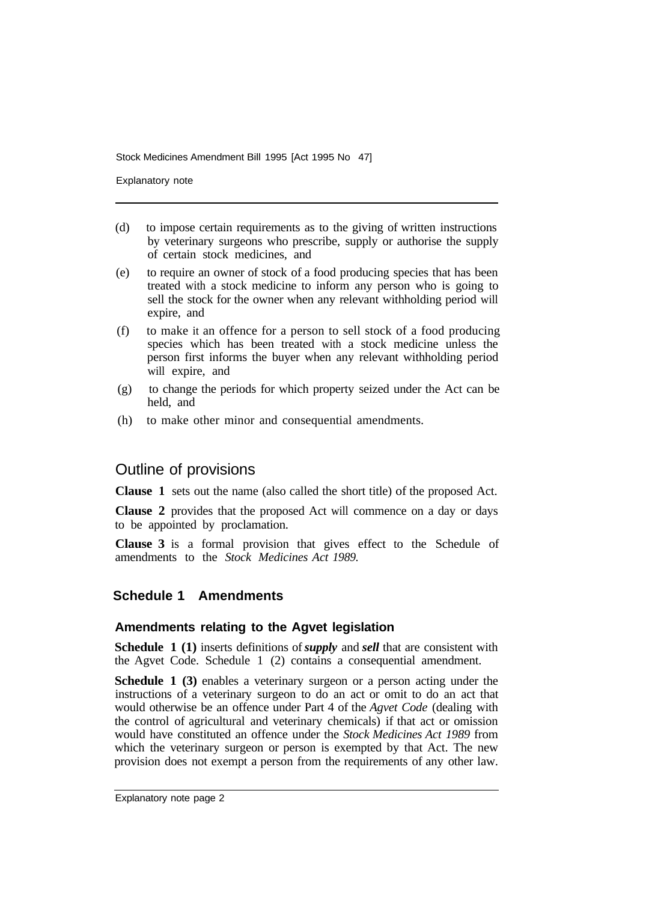(d) to impose certain requirements as to the giving of written instructions by veterinary surgeons who prescribe, supply or authorise the supply of certain stock medicines, and

(e) to require an owner of stock of a food producing species that has been treated with a stock medicine to inform any person who is going to sell the stock for the owner when any relevant withholding period will expire, and

(f) to make it an offence for a person to sell stock of a food producing species which has been treated with a stock medicine unless the person first informs the buyer when any relevant withholding period will expire, and

(g) to change the periods for which property seized under the Act can be held, and

(h) to make other minor and consequential amendments.

## Outline of provisions

**Clause 1** sets out the name (also called the short title) of the proposed Act.

**Clause 2** provides that the proposed Act will commence on a day or days to be appointed by proclamation.

**Clause 3** is a formal provision that gives effect to the Schedule of amendments to the *Stock Medicines Act 1989.*

### Schedule 1 Amendments

#### Amendments relating to the Agvet legislation

**Schedule 1 (1)** inserts definitions of ***supply*** and ***sell*** that are consistent with the Agvet Code. Schedule 1 (2) contains a consequential amendment.

**Schedule 1 (3)** enables a veterinary surgeon or a person acting under the instructions of a veterinary surgeon to do an act or omit to do an act that would otherwise be an offence under Part 4 of the *Agvet Code* (dealing with the control of agricultural and veterinary chemicals) if that act or omission would have constituted an offence under the *Stock Medicines Act 1989* from which the veterinary surgeon or person is exempted by that Act. The new provision does not exempt a person from the requirements of any other law.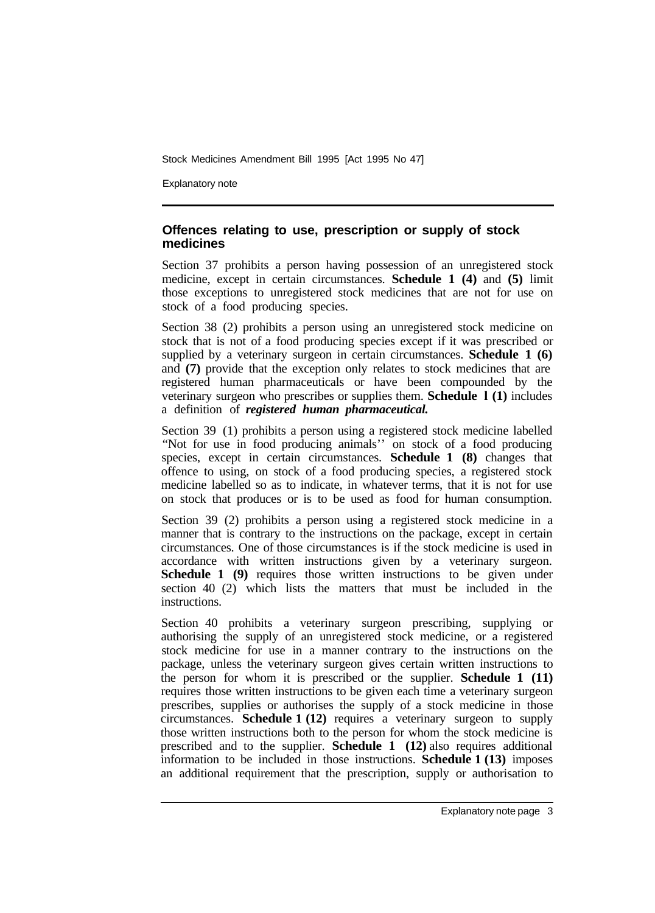## Offences relating to use, prescription or supply of stock medicines

Section 37 prohibits a person having possession of an unregistered stock medicine, except in certain circumstances. **Schedule 1 (4)** and **(5)** limit those exceptions to unregistered stock medicines that are not for use on stock of a food producing species.

Section 38 (2) prohibits a person using an unregistered stock medicine on stock that is not of a food producing species except if it was prescribed or supplied by a veterinary surgeon in certain circumstances. **Schedule 1 (6)** and **(7)** provide that the exception only relates to stock medicines that are registered human pharmaceuticals or have been compounded by the veterinary surgeon who prescribes or supplies them. **Schedule l (1)** includes a definition of ***registered human pharmaceutical.***

Section 39 (1) prohibits a person using a registered stock medicine labelled "Not for use in food producing animals'' on stock of a food producing species, except in certain circumstances. **Schedule 1 (8)** changes that offence to using, on stock of a food producing species, a registered stock medicine labelled so as to indicate, in whatever terms, that it is not for use on stock that produces or is to be used as food for human consumption.

Section 39 (2) prohibits a person using a registered stock medicine in a manner that is contrary to the instructions on the package, except in certain circumstances. One of those circumstances is if the stock medicine is used in accordance with written instructions given by a veterinary surgeon. **Schedule 1 (9)** requires those written instructions to be given under section 40 (2) which lists the matters that must be included in the instructions.

Section 40 prohibits a veterinary surgeon prescribing, supplying or authorising the supply of an unregistered stock medicine, or a registered stock medicine for use in a manner contrary to the instructions on the package, unless the veterinary surgeon gives certain written instructions to the person for whom it is prescribed or the supplier. **Schedule 1 (11)** requires those written instructions to be given each time a veterinary surgeon prescribes, supplies or authorises the supply of a stock medicine in those circumstances. **Schedule 1 (12)** requires a veterinary surgeon to supply those written instructions both to the person for whom the stock medicine is prescribed and to the supplier. **Schedule 1 (12)** also requires additional information to be included in those instructions. **Schedule 1 (13)** imposes an additional requirement that the prescription, supply or authorisation to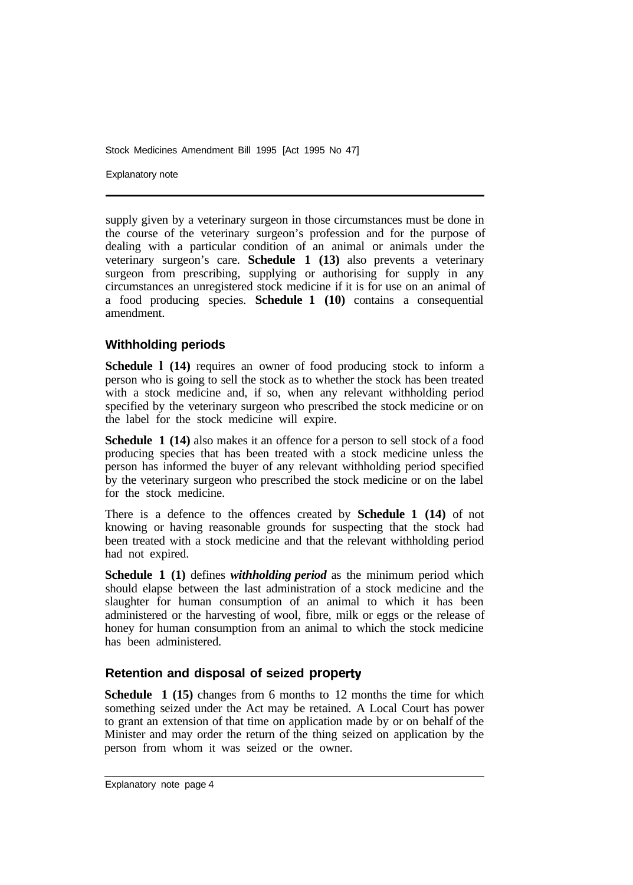supply given by a veterinary surgeon in those circumstances must be done in the course of the veterinary surgeon's profession and for the purpose of dealing with a particular condition of an animal or animals under the veterinary surgeon's care. **Schedule 1 (13)** also prevents a veterinary surgeon from prescribing, supplying or authorising for supply in any circumstances an unregistered stock medicine if it is for use on an animal of a food producing species. **Schedule 1 (10)** contains a consequential amendment.

## Withholding periods

**Schedule l (14)** requires an owner of food producing stock to inform a person who is going to sell the stock as to whether the stock has been treated with a stock medicine and, if so, when any relevant withholding period specified by the veterinary surgeon who prescribed the stock medicine or on the label for the stock medicine will expire.

**Schedule 1 (14)** also makes it an offence for a person to sell stock of a food producing species that has been treated with a stock medicine unless the person has informed the buyer of any relevant withholding period specified by the veterinary surgeon who prescribed the stock medicine or on the label for the stock medicine.

There is a defence to the offences created by **Schedule 1 (14)** of not knowing or having reasonable grounds for suspecting that the stock had been treated with a stock medicine and that the relevant withholding period had not expired.

**Schedule 1 (1)** defines ***withholding period*** as the minimum period which should elapse between the last administration of a stock medicine and the slaughter for human consumption of an animal to which it has been administered or the harvesting of wool, fibre, milk or eggs or the release of honey for human consumption from an animal to which the stock medicine has been administered.

## Retention and disposal of seized property

**Schedule 1 (15)** changes from 6 months to 12 months the time for which something seized under the Act may be retained. A Local Court has power to grant an extension of that time on application made by or on behalf of the Minister and may order the return of the thing seized on application by the person from whom it was seized or the owner.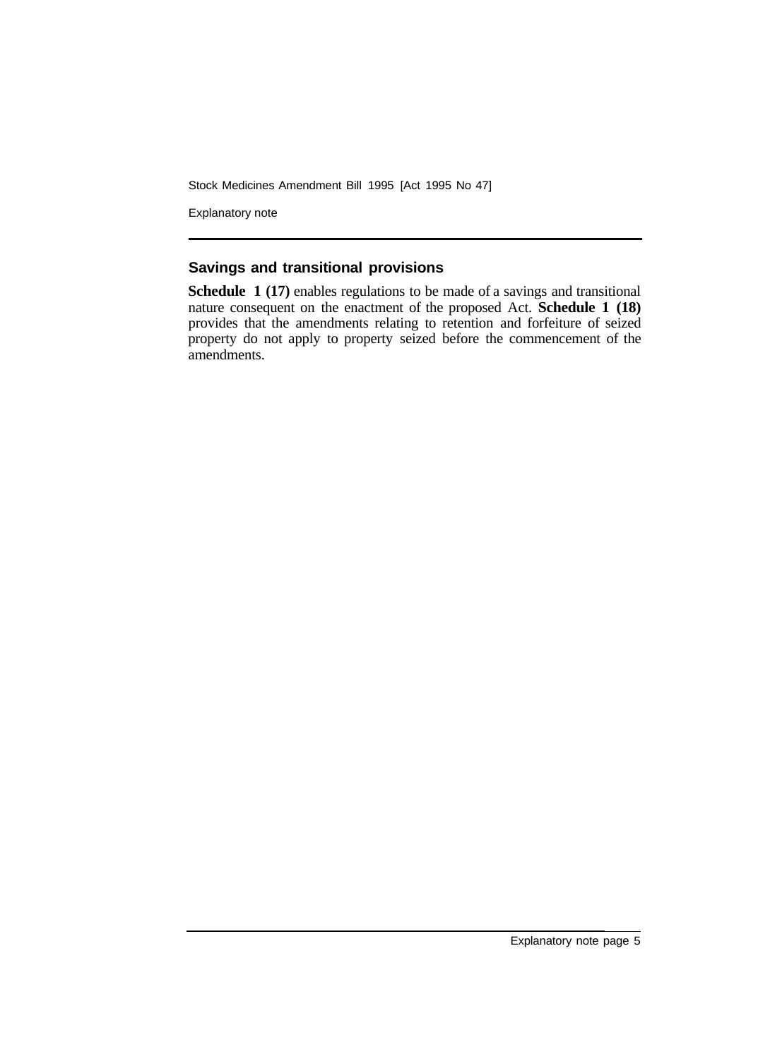## Savings and transitional provisions

**Schedule 1 (17)** enables regulations to be made of a savings and transitional nature consequent on the enactment of the proposed Act. **Schedule 1 (18)** provides that the amendments relating to retention and forfeiture of seized property do not apply to property seized before the commencement of the amendments.